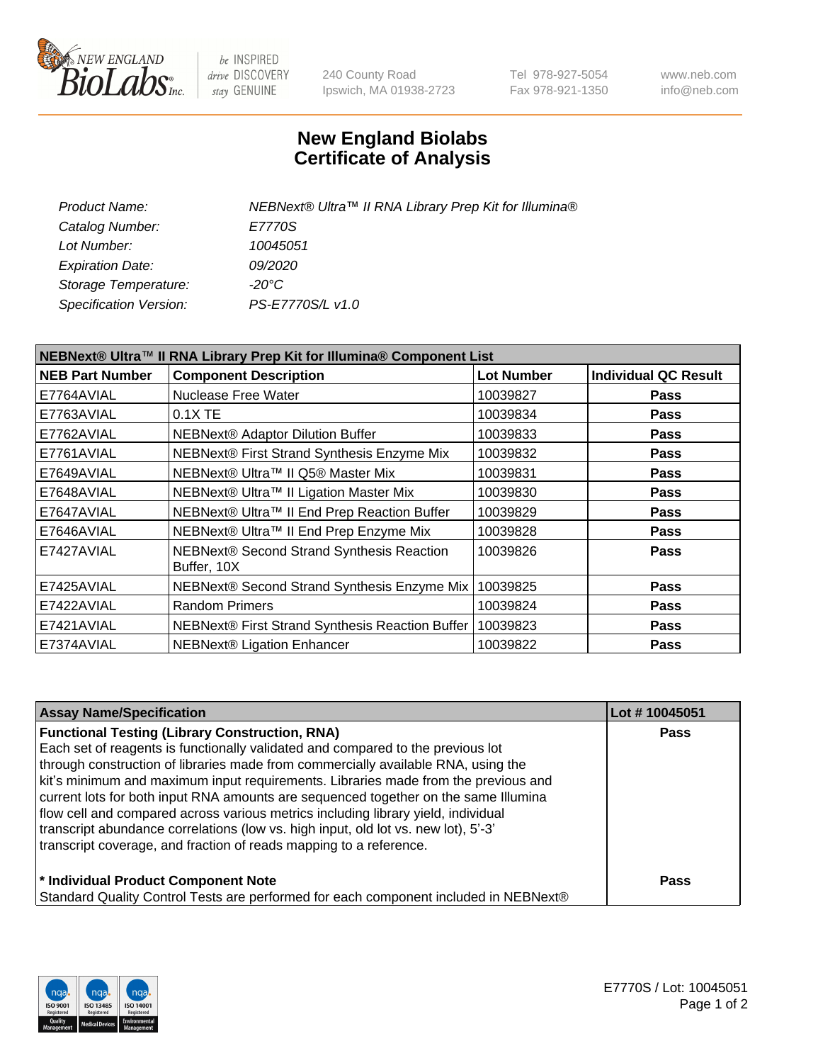# New England Biolabs Certificate of Analysis

| | |
|---|---|
| *Product Name:* | *NEBNext® Ultra™ II RNA Library Prep Kit for Illumina®* |
| *Catalog Number:* | *E7770S* |
| *Lot Number:* | *10045051* |
| *Expiration Date:* | *09/2020* |
| *Storage Temperature:* | *-20°C* |
| *Specification Version:* | *PS-E7770S/L v1.0* |

**NEBNext® Ultra™ II RNA Library Prep Kit for Illumina® Component List**

| NEB Part Number | Component Description | Lot Number | Individual QC Result |
|---|---|---|---|
| E7764AVIAL | Nuclease Free Water | 10039827 | Pass |
| E7763AVIAL | 0.1X TE | 10039834 | Pass |
| E7762AVIAL | NEBNext® Adaptor Dilution Buffer | 10039833 | Pass |
| E7761AVIAL | NEBNext® First Strand Synthesis Enzyme Mix | 10039832 | Pass |
| E7649AVIAL | NEBNext® Ultra™ II Q5® Master Mix | 10039831 | Pass |
| E7648AVIAL | NEBNext® Ultra™ II Ligation Master Mix | 10039830 | Pass |
| E7647AVIAL | NEBNext® Ultra™ II End Prep Reaction Buffer | 10039829 | Pass |
| E7646AVIAL | NEBNext® Ultra™ II End Prep Enzyme Mix | 10039828 | Pass |
| E7427AVIAL | NEBNext® Second Strand Synthesis Reaction Buffer, 10X | 10039826 | Pass |
| E7425AVIAL | NEBNext® Second Strand Synthesis Enzyme Mix | 10039825 | Pass |
| E7422AVIAL | Random Primers | 10039824 | Pass |
| E7421AVIAL | NEBNext® First Strand Synthesis Reaction Buffer | 10039823 | Pass |
| E7374AVIAL | NEBNext® Ligation Enhancer | 10039822 | Pass |

| Assay Name/Specification | Lot # 10045051 |
|---|---|
| **Functional Testing (Library Construction, RNA)** Each set of reagents is functionally validated and compared to the previous lot through construction of libraries made from commercially available RNA, using the kit's minimum and maximum input requirements. Libraries made from the previous and current lots for both input RNA amounts are sequenced together on the same Illumina flow cell and compared across various metrics including library yield, individual transcript abundance correlations (low vs. high input, old lot vs. new lot), 5'-3' transcript coverage, and fraction of reads mapping to a reference. | Pass |
| **\* Individual Product Component Note** Standard Quality Control Tests are performed for each component included in NEBNext® | Pass |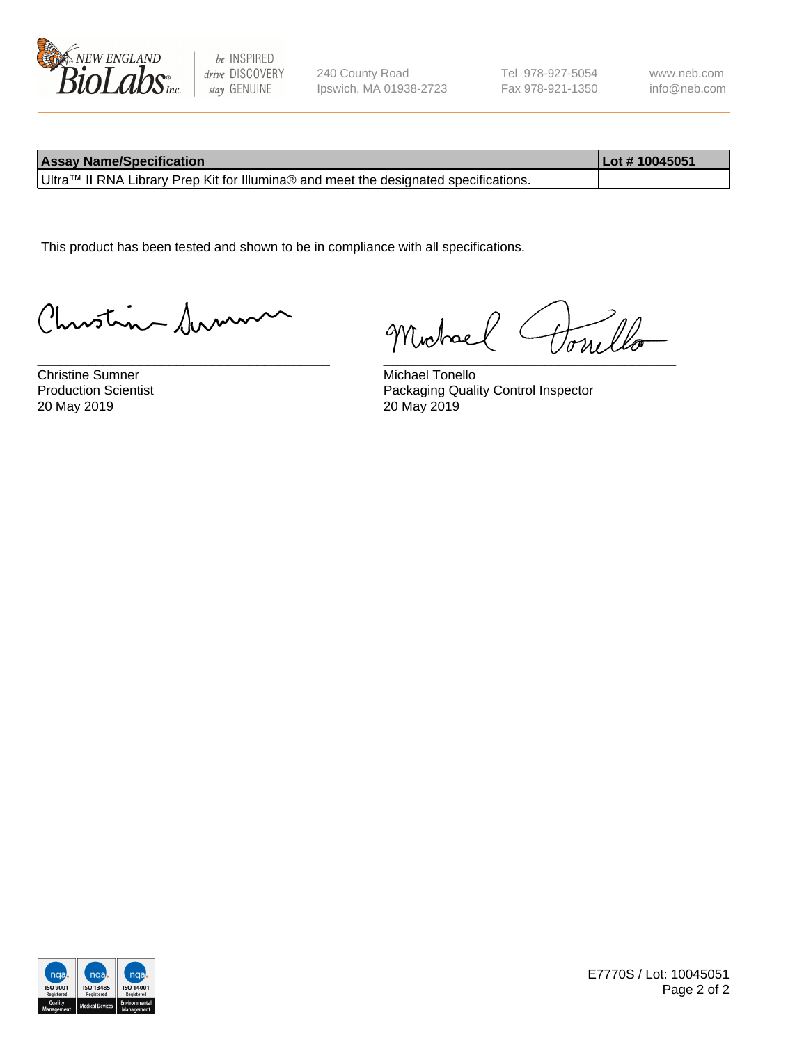| Assay Name/Specification | Lot # 10045051 |
| --- | --- |
| Ultra™ II RNA Library Prep Kit for Illumina® and meet the designated specifications. | |

This product has been tested and shown to be in compliance with all specifications.

Christine Sumner
Production Scientist
20 May 2019

Michael Tonello
Packaging Quality Control Inspector
20 May 2019

E7770S / Lot: 10045051